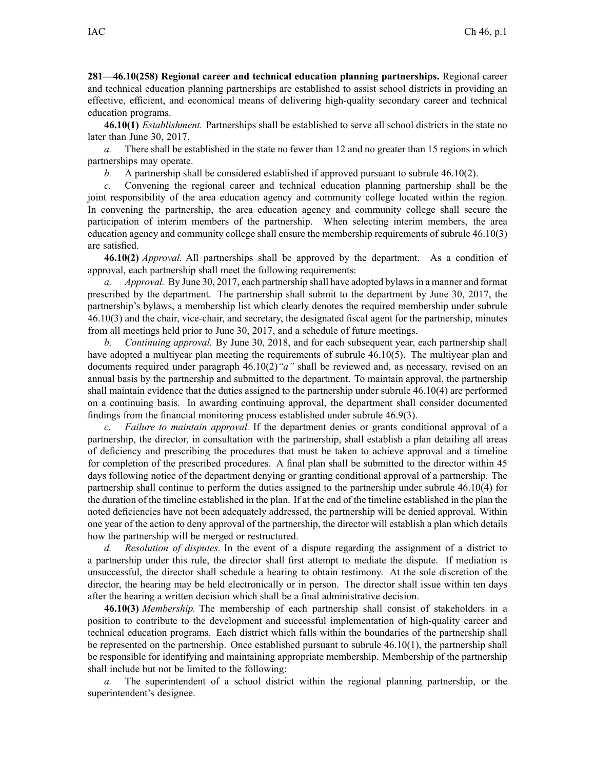**281—46.10(258) Regional career and technical education planning partnerships.** Regional career and technical education planning partnerships are established to assist school districts in providing an effective, efficient, and economical means of delivering high-quality secondary career and technical education programs.

**46.10(1)** *Establishment.* Partnerships shall be established to serve all school districts in the state no later than June 30, 2017.

*a.* There shall be established in the state no fewer than 12 and no greater than 15 regions in which partnerships may operate.

*b.* A partnership shall be considered established if approved pursuant to subrule 46.10(2).

*c.* Convening the regional career and technical education planning partnership shall be the joint responsibility of the area education agency and community college located within the region. In convening the partnership, the area education agency and community college shall secure the participation of interim members of the partnership. When selecting interim members, the area education agency and community college shall ensure the membership requirements of subrule 46.10(3) are satisfied.

**46.10(2)** *Approval.* All partnerships shall be approved by the department. As a condition of approval, each partnership shall meet the following requirements:

*a.* *Approval.* By June 30, 2017, each partnership shall have adopted bylaws in a manner and format prescribed by the department. The partnership shall submit to the department by June 30, 2017, the partnership's bylaws, a membership list which clearly denotes the required membership under subrule 46.10(3) and the chair, vice-chair, and secretary, the designated fiscal agent for the partnership, minutes from all meetings held prior to June 30, 2017, and a schedule of future meetings.

*b.* *Continuing approval.* By June 30, 2018, and for each subsequent year, each partnership shall have adopted a multiyear plan meeting the requirements of subrule 46.10(5). The multiyear plan and documents required under paragraph 46.10(2)*"a"* shall be reviewed and, as necessary, revised on an annual basis by the partnership and submitted to the department. To maintain approval, the partnership shall maintain evidence that the duties assigned to the partnership under subrule 46.10(4) are performed on a continuing basis. In awarding continuing approval, the department shall consider documented findings from the financial monitoring process established under subrule 46.9(3).

*c.* *Failure to maintain approval.* If the department denies or grants conditional approval of a partnership, the director, in consultation with the partnership, shall establish a plan detailing all areas of deficiency and prescribing the procedures that must be taken to achieve approval and a timeline for completion of the prescribed procedures. A final plan shall be submitted to the director within 45 days following notice of the department denying or granting conditional approval of a partnership. The partnership shall continue to perform the duties assigned to the partnership under subrule 46.10(4) for the duration of the timeline established in the plan. If at the end of the timeline established in the plan the noted deficiencies have not been adequately addressed, the partnership will be denied approval. Within one year of the action to deny approval of the partnership, the director will establish a plan which details how the partnership will be merged or restructured.

*d.* *Resolution of disputes.* In the event of a dispute regarding the assignment of a district to a partnership under this rule, the director shall first attempt to mediate the dispute. If mediation is unsuccessful, the director shall schedule a hearing to obtain testimony. At the sole discretion of the director, the hearing may be held electronically or in person. The director shall issue within ten days after the hearing a written decision which shall be a final administrative decision.

**46.10(3)** *Membership.* The membership of each partnership shall consist of stakeholders in a position to contribute to the development and successful implementation of high-quality career and technical education programs. Each district which falls within the boundaries of the partnership shall be represented on the partnership. Once established pursuant to subrule 46.10(1), the partnership shall be responsible for identifying and maintaining appropriate membership. Membership of the partnership shall include but not be limited to the following:

*a.* The superintendent of a school district within the regional planning partnership, or the superintendent's designee.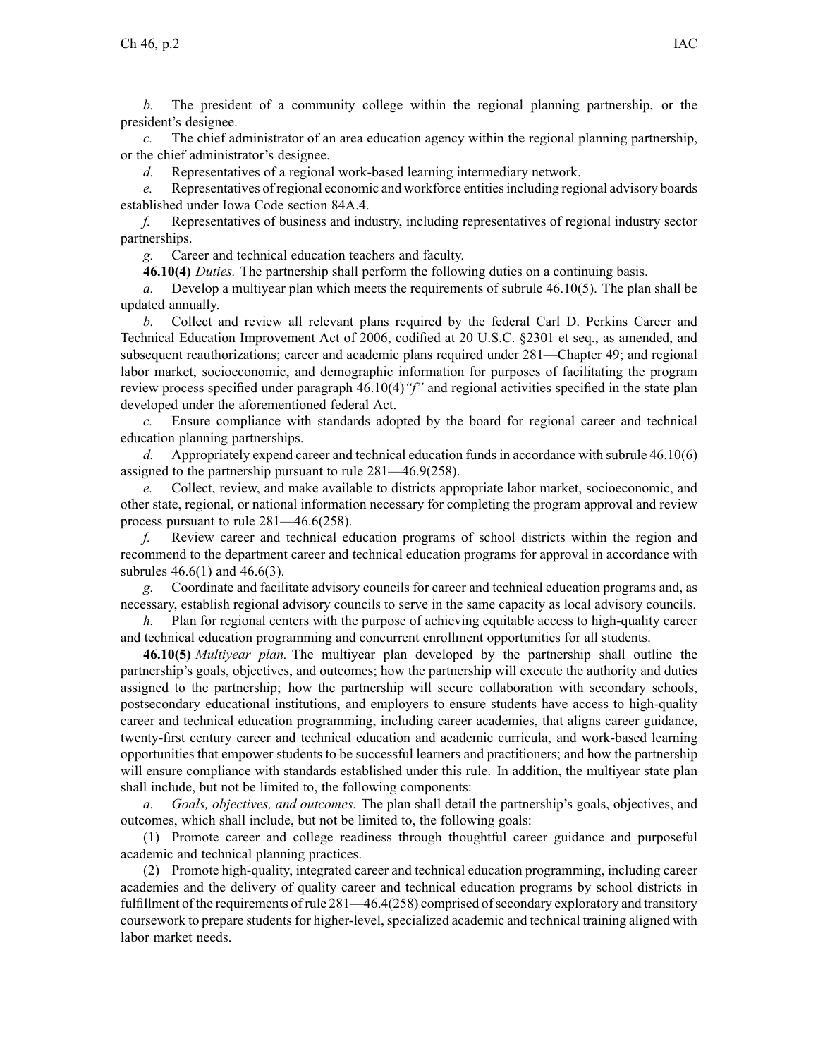*b.* The president of a community college within the regional planning partnership, or the president's designee.

*c.* The chief administrator of an area education agency within the regional planning partnership, or the chief administrator's designee.

*d.* Representatives of a regional work-based learning intermediary network.

*e.* Representatives of regional economic and workforce entities including regional advisory boards established under Iowa Code section 84A.4.

*f.* Representatives of business and industry, including representatives of regional industry sector partnerships.

*g.* Career and technical education teachers and faculty.

**46.10(4)** *Duties.* The partnership shall perform the following duties on a continuing basis.

*a.* Develop a multiyear plan which meets the requirements of subrule 46.10(5). The plan shall be updated annually.

*b.* Collect and review all relevant plans required by the federal Carl D. Perkins Career and Technical Education Improvement Act of 2006, codified at 20 U.S.C. §2301 et seq., as amended, and subsequent reauthorizations; career and academic plans required under 281—Chapter 49; and regional labor market, socioeconomic, and demographic information for purposes of facilitating the program review process specified under paragraph 46.10(4)*"f"* and regional activities specified in the state plan developed under the aforementioned federal Act.

*c.* Ensure compliance with standards adopted by the board for regional career and technical education planning partnerships.

*d.* Appropriately expend career and technical education funds in accordance with subrule 46.10(6) assigned to the partnership pursuant to rule 281—46.9(258).

*e.* Collect, review, and make available to districts appropriate labor market, socioeconomic, and other state, regional, or national information necessary for completing the program approval and review process pursuant to rule 281—46.6(258).

*f.* Review career and technical education programs of school districts within the region and recommend to the department career and technical education programs for approval in accordance with subrules 46.6(1) and 46.6(3).

*g.* Coordinate and facilitate advisory councils for career and technical education programs and, as necessary, establish regional advisory councils to serve in the same capacity as local advisory councils.

*h.* Plan for regional centers with the purpose of achieving equitable access to high-quality career and technical education programming and concurrent enrollment opportunities for all students.

**46.10(5)** *Multiyear plan.* The multiyear plan developed by the partnership shall outline the partnership's goals, objectives, and outcomes; how the partnership will execute the authority and duties assigned to the partnership; how the partnership will secure collaboration with secondary schools, postsecondary educational institutions, and employers to ensure students have access to high-quality career and technical education programming, including career academies, that aligns career guidance, twenty-first century career and technical education and academic curricula, and work-based learning opportunities that empower students to be successful learners and practitioners; and how the partnership will ensure compliance with standards established under this rule. In addition, the multiyear state plan shall include, but not be limited to, the following components:

*a.* *Goals, objectives, and outcomes.* The plan shall detail the partnership's goals, objectives, and outcomes, which shall include, but not be limited to, the following goals:

(1) Promote career and college readiness through thoughtful career guidance and purposeful academic and technical planning practices.

(2) Promote high-quality, integrated career and technical education programming, including career academies and the delivery of quality career and technical education programs by school districts in fulfillment of the requirements of rule 281—46.4(258) comprised of secondary exploratory and transitory coursework to prepare students for higher-level, specialized academic and technical training aligned with labor market needs.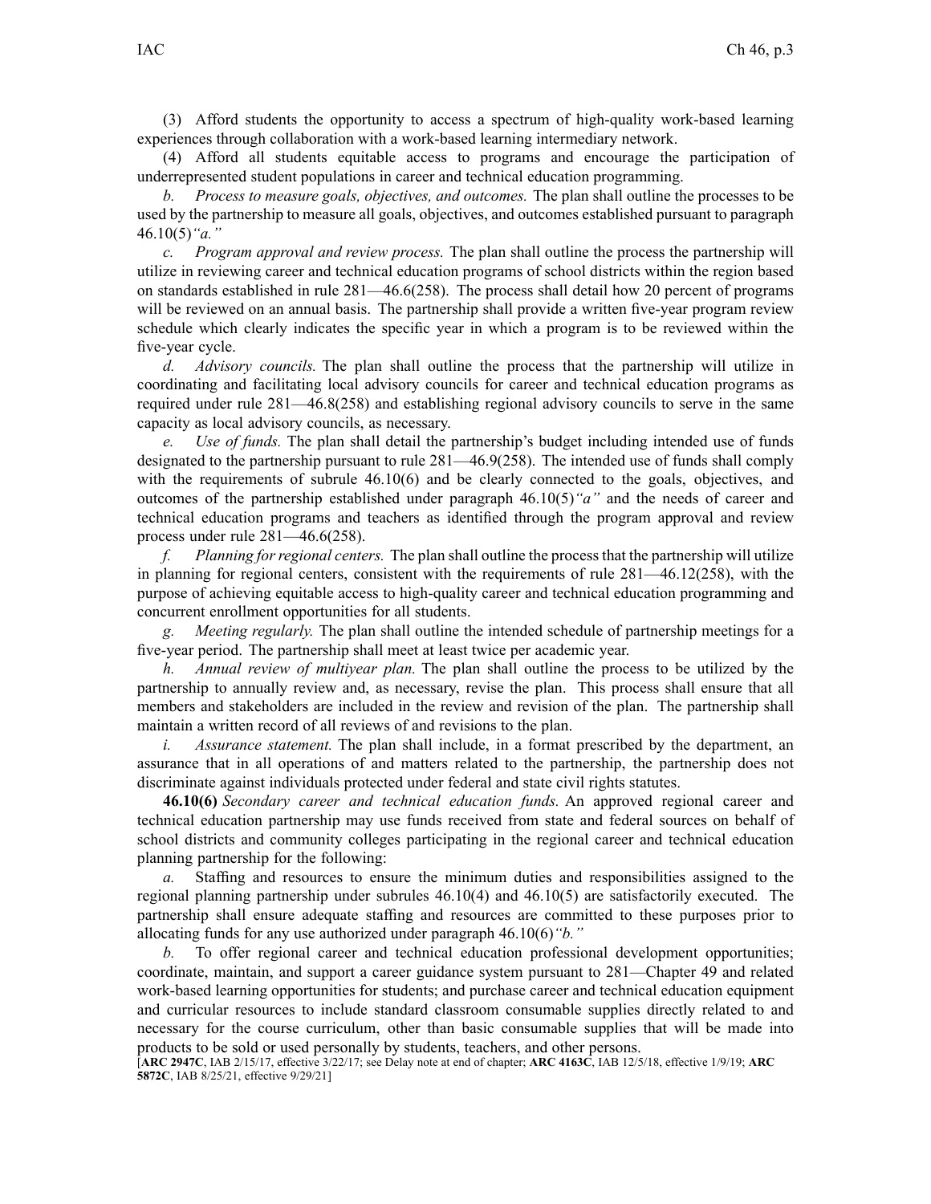(3) Afford students the opportunity to access a spectrum of high-quality work-based learning experiences through collaboration with a work-based learning intermediary network.

(4) Afford all students equitable access to programs and encourage the participation of underrepresented student populations in career and technical education programming.

*b. Process to measure goals, objectives, and outcomes.* The plan shall outline the processes to be used by the partnership to measure all goals, objectives, and outcomes established pursuant to paragraph 46.10(5)*"a."*

*c. Program approval and review process.* The plan shall outline the process the partnership will utilize in reviewing career and technical education programs of school districts within the region based on standards established in rule 281—46.6(258). The process shall detail how 20 percent of programs will be reviewed on an annual basis. The partnership shall provide a written five-year program review schedule which clearly indicates the specific year in which a program is to be reviewed within the five-year cycle.

*d. Advisory councils.* The plan shall outline the process that the partnership will utilize in coordinating and facilitating local advisory councils for career and technical education programs as required under rule 281—46.8(258) and establishing regional advisory councils to serve in the same capacity as local advisory councils, as necessary.

*e. Use of funds.* The plan shall detail the partnership's budget including intended use of funds designated to the partnership pursuant to rule 281—46.9(258). The intended use of funds shall comply with the requirements of subrule 46.10(6) and be clearly connected to the goals, objectives, and outcomes of the partnership established under paragraph 46.10(5)*"a"* and the needs of career and technical education programs and teachers as identified through the program approval and review process under rule 281—46.6(258).

*f. Planning for regional centers.* The plan shall outline the process that the partnership will utilize in planning for regional centers, consistent with the requirements of rule 281—46.12(258), with the purpose of achieving equitable access to high-quality career and technical education programming and concurrent enrollment opportunities for all students.

*g. Meeting regularly.* The plan shall outline the intended schedule of partnership meetings for a five-year period. The partnership shall meet at least twice per academic year.

*h. Annual review of multiyear plan.* The plan shall outline the process to be utilized by the partnership to annually review and, as necessary, revise the plan. This process shall ensure that all members and stakeholders are included in the review and revision of the plan. The partnership shall maintain a written record of all reviews of and revisions to the plan.

*i. Assurance statement.* The plan shall include, in a format prescribed by the department, an assurance that in all operations of and matters related to the partnership, the partnership does not discriminate against individuals protected under federal and state civil rights statutes.

**46.10(6)** *Secondary career and technical education funds.* An approved regional career and technical education partnership may use funds received from state and federal sources on behalf of school districts and community colleges participating in the regional career and technical education planning partnership for the following:

*a.* Staffing and resources to ensure the minimum duties and responsibilities assigned to the regional planning partnership under subrules 46.10(4) and 46.10(5) are satisfactorily executed. The partnership shall ensure adequate staffing and resources are committed to these purposes prior to allocating funds for any use authorized under paragraph 46.10(6)*"b."*

*b.* To offer regional career and technical education professional development opportunities; coordinate, maintain, and support a career guidance system pursuant to 281—Chapter 49 and related work-based learning opportunities for students; and purchase career and technical education equipment and curricular resources to include standard classroom consumable supplies directly related to and necessary for the course curriculum, other than basic consumable supplies that will be made into products to be sold or used personally by students, teachers, and other persons.

[**ARC 2947C**, IAB 2/15/17, effective 3/22/17; see Delay note at end of chapter; **ARC 4163C**, IAB 12/5/18, effective 1/9/19; **ARC 5872C**, IAB 8/25/21, effective 9/29/21]